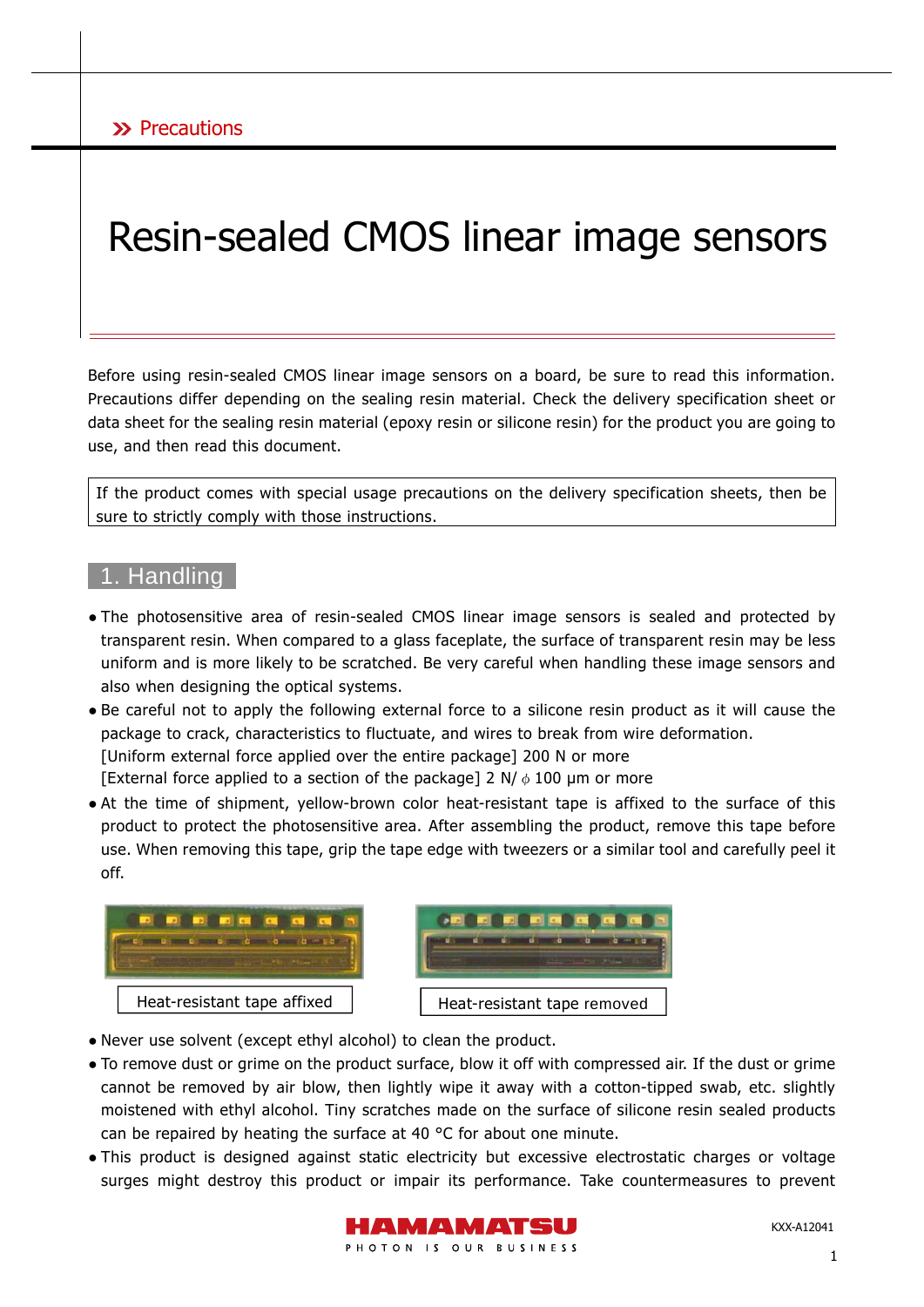» Precautions

# Resin-sealed CMOS linear image sensors

Before using resin-sealed CMOS linear image sensors on a board, be sure to read this information. Precautions differ depending on the sealing resin material. Check the delivery specification sheet or data sheet for the sealing resin material (epoxy resin or silicone resin) for the product you are going to use, and then read this document.

> If the product comes with special usage precautions on the delivery specification sheets, then be sure to strictly comply with those instructions.

## 1. Handling

- The photosensitive area of resin-sealed CMOS linear image sensors is sealed and protected by transparent resin. When compared to a glass faceplate, the surface of transparent resin may be less uniform and is more likely to be scratched. Be very careful when handling these image sensors and also when designing the optical systems.
- Be careful not to apply the following external force to a silicone resin product as it will cause the package to crack, characteristics to fluctuate, and wires to break from wire deformation.
  [Uniform external force applied over the entire package] 200 N or more
  [External force applied to a section of the package] 2 N/ $\phi$ 100 μm or more
- At the time of shipment, yellow-brown color heat-resistant tape is affixed to the surface of this product to protect the photosensitive area. After assembling the product, remove this tape before use. When removing this tape, grip the tape edge with tweezers or a similar tool and carefully peel it off.

Heat-resistant tape affixed

Heat-resistant tape removed

- Never use solvent (except ethyl alcohol) to clean the product.
- To remove dust or grime on the product surface, blow it off with compressed air. If the dust or grime cannot be removed by air blow, then lightly wipe it away with a cotton-tipped swab, etc. slightly moistened with ethyl alcohol. Tiny scratches made on the surface of silicone resin sealed products can be repaired by heating the surface at 40 °C for about one minute.
- This product is designed against static electricity but excessive electrostatic charges or voltage surges might destroy this product or impair its performance. Take countermeasures to prevent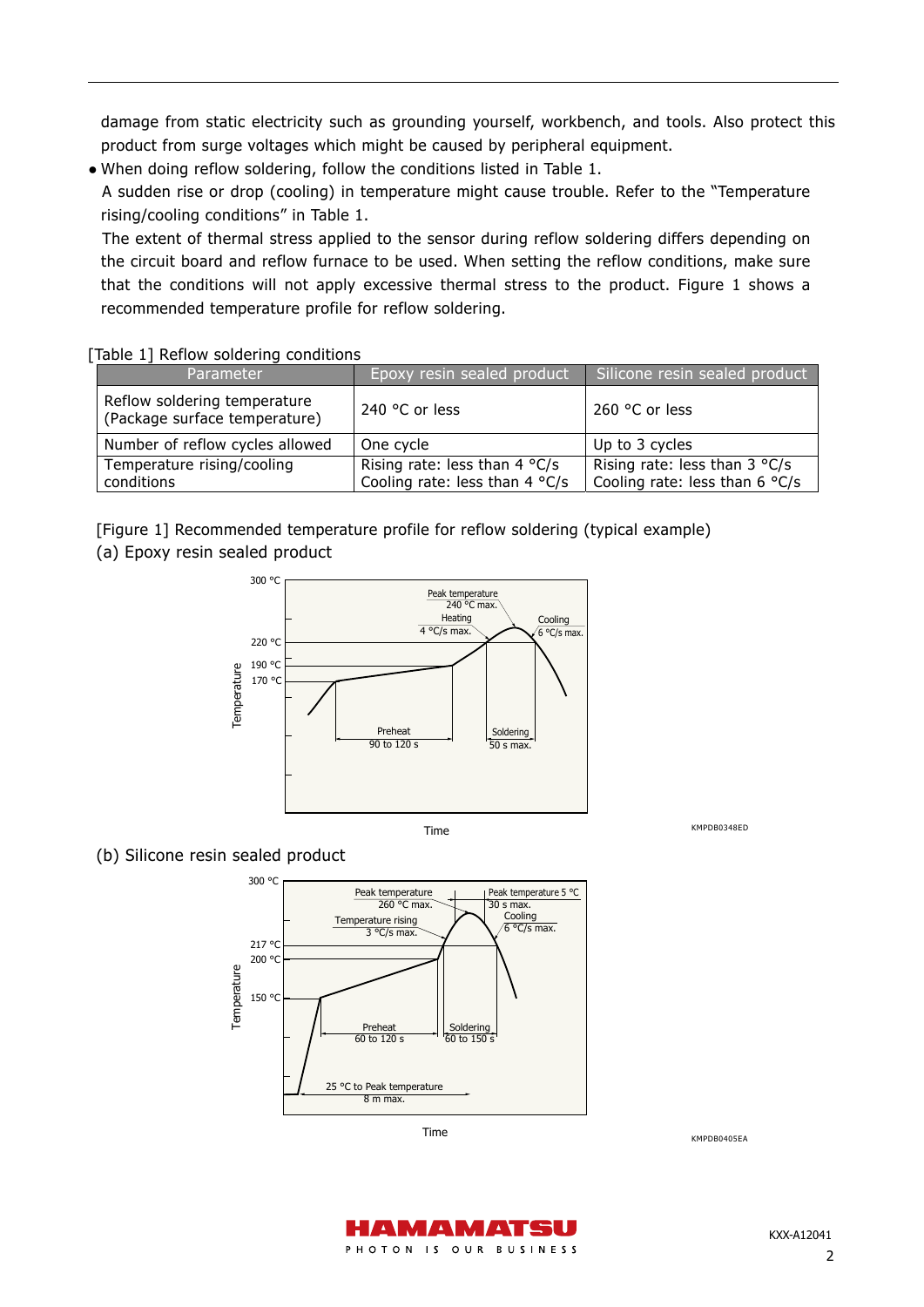damage from static electricity such as grounding yourself, workbench, and tools. Also protect this product from surge voltages which might be caused by peripheral equipment.

- When doing reflow soldering, follow the conditions listed in Table 1.
  A sudden rise or drop (cooling) in temperature might cause trouble. Refer to the "Temperature rising/cooling conditions" in Table 1.
  The extent of thermal stress applied to the sensor during reflow soldering differs depending on the circuit board and reflow furnace to be used. When setting the reflow conditions, make sure that the conditions will not apply excessive thermal stress to the product. Figure 1 shows a recommended temperature profile for reflow soldering.

[Table 1] Reflow soldering conditions

| Parameter | Epoxy resin sealed product | Silicone resin sealed product |
|---|---|---|
| Reflow soldering temperature (Package surface temperature) | 240 °C or less | 260 °C or less |
| Number of reflow cycles allowed | One cycle | Up to 3 cycles |
| Temperature rising/cooling conditions | Rising rate: less than 4 °C/s<br>Cooling rate: less than 4 °C/s | Rising rate: less than 3 °C/s<br>Cooling rate: less than 6 °C/s |

[Figure 1] Recommended temperature profile for reflow soldering (typical example)

(a) Epoxy resin sealed product

Temperature: 300 °C, 220 °C, 190 °C, 170 °C
Peak temperature 240 °C max.
Heating 4 °C/s max.
Cooling 6 °C/s max.
Preheat 90 to 120 s
Soldering 50 s max.
Time

KMPDB0348ED

(b) Silicone resin sealed product

Temperature: 300 °C, 217 °C, 200 °C, 150 °C
Peak temperature 260 °C max.
Peak temperature 5 °C 30 s max.
Temperature rising 3 °C/s max.
Cooling 6 °C/s max.
Preheat 60 to 120 s
Soldering 60 to 150 s
25 °C to Peak temperature 8 m max.
Time

KMPDB0405EA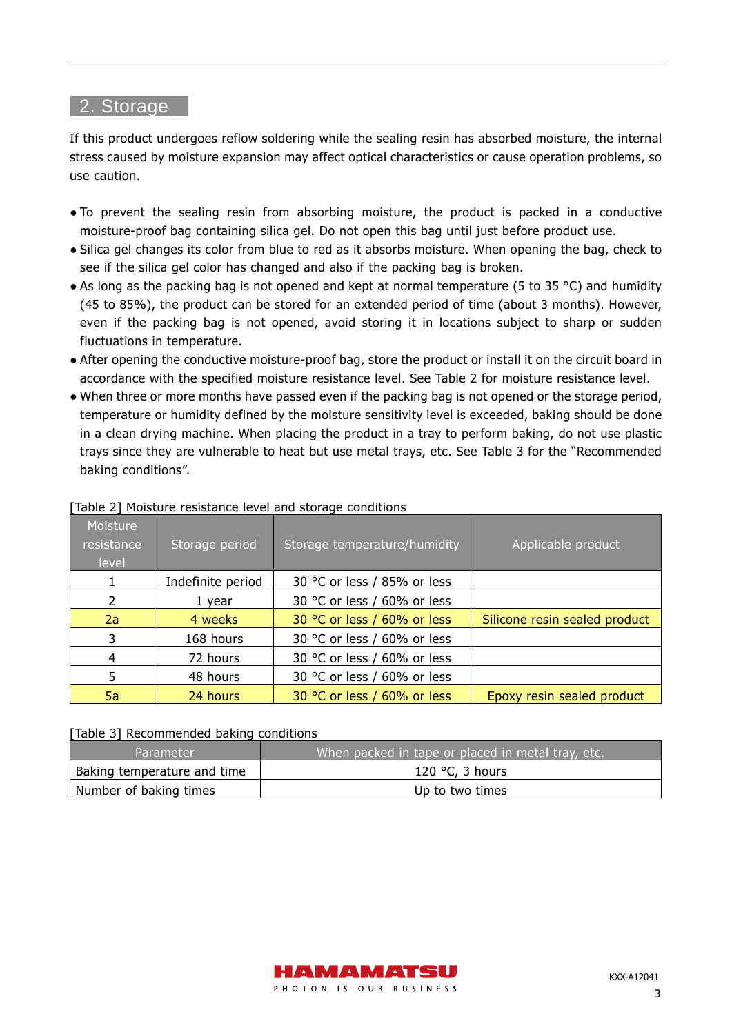## 2. Storage

If this product undergoes reflow soldering while the sealing resin has absorbed moisture, the internal stress caused by moisture expansion may affect optical characteristics or cause operation problems, so use caution.

- To prevent the sealing resin from absorbing moisture, the product is packed in a conductive moisture-proof bag containing silica gel. Do not open this bag until just before product use.
- Silica gel changes its color from blue to red as it absorbs moisture. When opening the bag, check to see if the silica gel color has changed and also if the packing bag is broken.
- As long as the packing bag is not opened and kept at normal temperature (5 to 35 °C) and humidity (45 to 85%), the product can be stored for an extended period of time (about 3 months). However, even if the packing bag is not opened, avoid storing it in locations subject to sharp or sudden fluctuations in temperature.
- After opening the conductive moisture-proof bag, store the product or install it on the circuit board in accordance with the specified moisture resistance level. See Table 2 for moisture resistance level.
- When three or more months have passed even if the packing bag is not opened or the storage period, temperature or humidity defined by the moisture sensitivity level is exceeded, baking should be done in a clean drying machine. When placing the product in a tray to perform baking, do not use plastic trays since they are vulnerable to heat but use metal trays, etc. See Table 3 for the "Recommended baking conditions".

[Table 2] Moisture resistance level and storage conditions

| Moisture resistance level | Storage period | Storage temperature/humidity | Applicable product |
|---|---|---|---|
| 1 | Indefinite period | 30 °C or less / 85% or less | |
| 2 | 1 year | 30 °C or less / 60% or less | |
| 2a | 4 weeks | 30 °C or less / 60% or less | Silicone resin sealed product |
| 3 | 168 hours | 30 °C or less / 60% or less | |
| 4 | 72 hours | 30 °C or less / 60% or less | |
| 5 | 48 hours | 30 °C or less / 60% or less | |
| 5a | 24 hours | 30 °C or less / 60% or less | Epoxy resin sealed product |

[Table 3] Recommended baking conditions

| Parameter | When packed in tape or placed in metal tray, etc. |
|---|---|
| Baking temperature and time | 120 °C, 3 hours |
| Number of baking times | Up to two times |

HAMAMATSU
PHOTON IS OUR BUSINESS

KXX-A12041